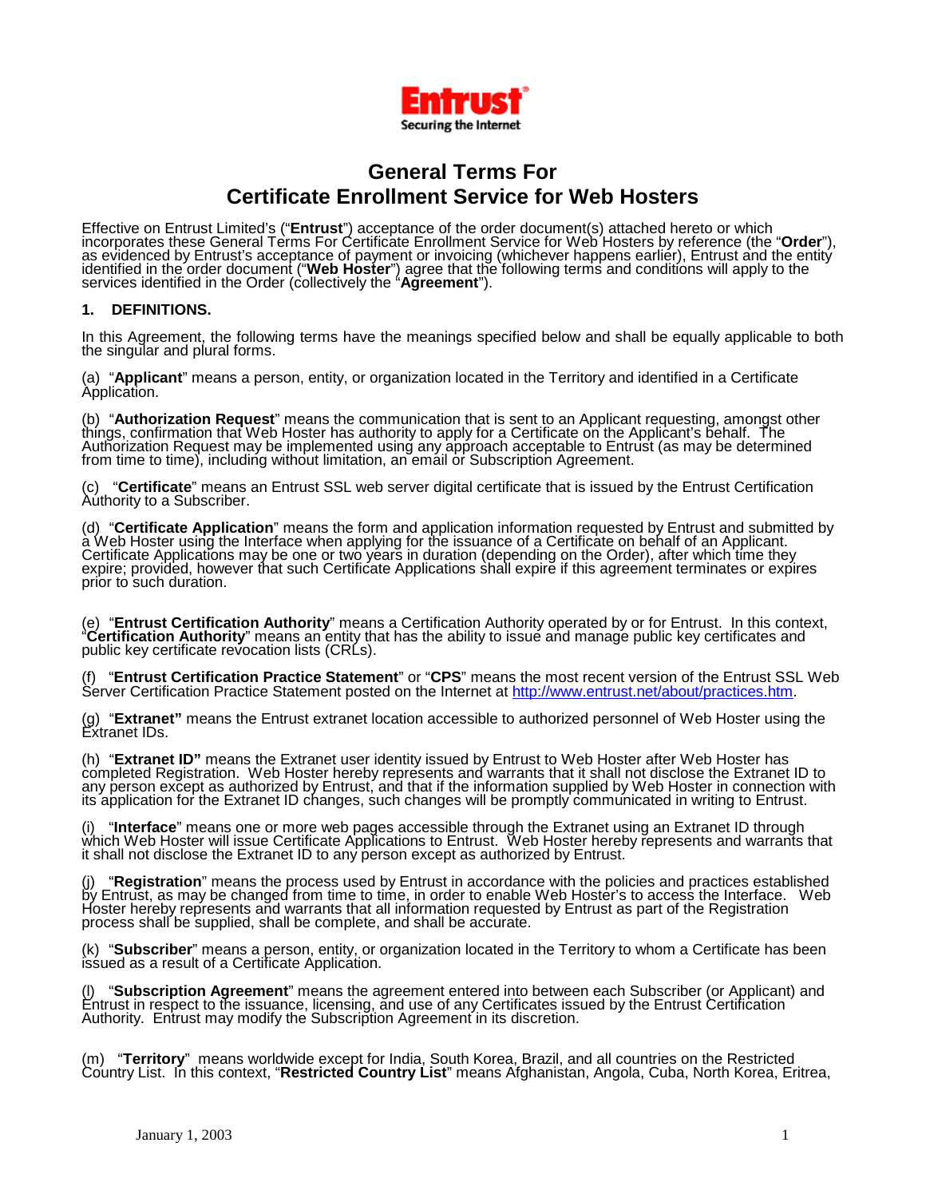# General Terms For Certificate Enrollment Service for Web Hosters

Effective on Entrust Limited's ("**Entrust**") acceptance of the order document(s) attached hereto or which incorporates these General Terms For Certificate Enrollment Service for Web Hosters by reference (the "**Order**"), as evidenced by Entrust's acceptance of payment or invoicing (whichever happens earlier), Entrust and the entity identified in the order document ("**Web Hoster**") agree that the following terms and conditions will apply to the services identified in the Order (collectively the "**Agreement**").

### 1. DEFINITIONS.

In this Agreement, the following terms have the meanings specified below and shall be equally applicable to both the singular and plural forms.

(a) "**Applicant**" means a person, entity, or organization located in the Territory and identified in a Certificate Application.

(b) "**Authorization Request**" means the communication that is sent to an Applicant requesting, amongst other things, confirmation that Web Hoster has authority to apply for a Certificate on the Applicant's behalf. The Authorization Request may be implemented using any approach acceptable to Entrust (as may be determined from time to time), including without limitation, an email or Subscription Agreement.

(c) "**Certificate**" means an Entrust SSL web server digital certificate that is issued by the Entrust Certification Authority to a Subscriber.

(d) "**Certificate Application**" means the form and application information requested by Entrust and submitted by a Web Hoster using the Interface when applying for the issuance of a Certificate on behalf of an Applicant. Certificate Applications may be one or two years in duration (depending on the Order), after which time they expire; provided, however that such Certificate Applications shall expire if this agreement terminates or expires prior to such duration.

(e) "**Entrust Certification Authority**" means a Certification Authority operated by or for Entrust. In this context, "**Certification Authority**" means an entity that has the ability to issue and manage public key certificates and public key certificate revocation lists (CRLs).

(f) "**Entrust Certification Practice Statement**" or "**CPS**" means the most recent version of the Entrust SSL Web Server Certification Practice Statement posted on the Internet at http://www.entrust.net/about/practices.htm.

(g) "**Extranet"** means the Entrust extranet location accessible to authorized personnel of Web Hoster using the Extranet IDs.

(h) "**Extranet ID"** means the Extranet user identity issued by Entrust to Web Hoster after Web Hoster has completed Registration. Web Hoster hereby represents and warrants that it shall not disclose the Extranet ID to any person except as authorized by Entrust, and that if the information supplied by Web Hoster in connection with its application for the Extranet ID changes, such changes will be promptly communicated in writing to Entrust.

(i) "**Interface**" means one or more web pages accessible through the Extranet using an Extranet ID through which Web Hoster will issue Certificate Applications to Entrust. Web Hoster hereby represents and warrants that it shall not disclose the Extranet ID to any person except as authorized by Entrust.

(j) "**Registration**" means the process used by Entrust in accordance with the policies and practices established by Entrust, as may be changed from time to time, in order to enable Web Hoster's to access the Interface. Web Hoster hereby represents and warrants that all information requested by Entrust as part of the Registration process shall be supplied, shall be complete, and shall be accurate.

(k) "**Subscriber**" means a person, entity, or organization located in the Territory to whom a Certificate has been issued as a result of a Certificate Application.

(l) "**Subscription Agreement**" means the agreement entered into between each Subscriber (or Applicant) and Entrust in respect to the issuance, licensing, and use of any Certificates issued by the Entrust Certification Authority. Entrust may modify the Subscription Agreement in its discretion.

(m) "**Territory**" means worldwide except for India, South Korea, Brazil, and all countries on the Restricted Country List. In this context, "**Restricted Country List**" means Afghanistan, Angola, Cuba, North Korea, Eritrea,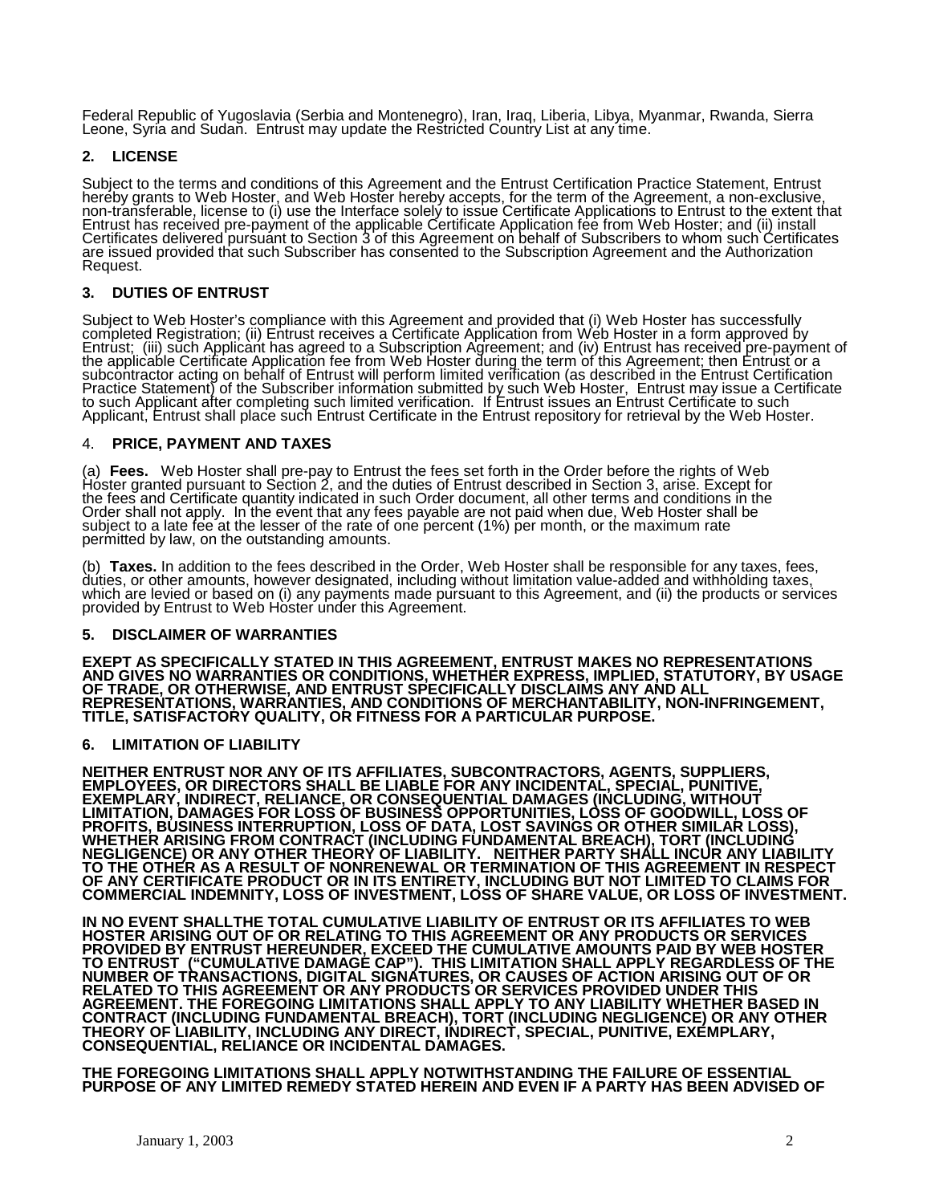Federal Republic of Yugoslavia (Serbia and Montenegro), Iran, Iraq, Liberia, Libya, Myanmar, Rwanda, Sierra Leone, Syria and Sudan. Entrust may update the Restricted Country List at any time.

## 2. LICENSE

Subject to the terms and conditions of this Agreement and the Entrust Certification Practice Statement, Entrust hereby grants to Web Hoster, and Web Hoster hereby accepts, for the term of the Agreement, a non-exclusive, non-transferable, license to (i) use the Interface solely to issue Certificate Applications to Entrust to the extent that Entrust has received pre-payment of the applicable Certificate Application fee from Web Hoster; and (ii) install Certificates delivered pursuant to Section 3 of this Agreement on behalf of Subscribers to whom such Certificates are issued provided that such Subscriber has consented to the Subscription Agreement and the Authorization Request.

## 3. DUTIES OF ENTRUST

Subject to Web Hoster's compliance with this Agreement and provided that (i) Web Hoster has successfully completed Registration; (ii) Entrust receives a Certificate Application from Web Hoster in a form approved by Entrust; (iii) such Applicant has agreed to a Subscription Agreement; and (iv) Entrust has received pre-payment of the applicable Certificate Application fee from Web Hoster during the term of this Agreement; then Entrust or a subcontractor acting on behalf of Entrust will perform limited verification (as described in the Entrust Certification Practice Statement) of the Subscriber information submitted by such Web Hoster, Entrust may issue a Certificate to such Applicant after completing such limited verification. If Entrust issues an Entrust Certificate to such Applicant, Entrust shall place such Entrust Certificate in the Entrust repository for retrieval by the Web Hoster.

## 4. PRICE, PAYMENT AND TAXES

(a) **Fees.** Web Hoster shall pre-pay to Entrust the fees set forth in the Order before the rights of Web Hoster granted pursuant to Section 2, and the duties of Entrust described in Section 3, arise. Except for the fees and Certificate quantity indicated in such Order document, all other terms and conditions in the Order shall not apply. In the event that any fees payable are not paid when due, Web Hoster shall be subject to a late fee at the lesser of the rate of one percent (1%) per month, or the maximum rate permitted by law, on the outstanding amounts.

(b) **Taxes.** In addition to the fees described in the Order, Web Hoster shall be responsible for any taxes, fees, duties, or other amounts, however designated, including without limitation value-added and withholding taxes, which are levied or based on (i) any payments made pursuant to this Agreement, and (ii) the products or services provided by Entrust to Web Hoster under this Agreement.

## 5. DISCLAIMER OF WARRANTIES

**EXEPT AS SPECIFICALLY STATED IN THIS AGREEMENT, ENTRUST MAKES NO REPRESENTATIONS AND GIVES NO WARRANTIES OR CONDITIONS, WHETHER EXPRESS, IMPLIED, STATUTORY, BY USAGE OF TRADE, OR OTHERWISE, AND ENTRUST SPECIFICALLY DISCLAIMS ANY AND ALL REPRESENTATIONS, WARRANTIES, AND CONDITIONS OF MERCHANTABILITY, NON-INFRINGEMENT, TITLE, SATISFACTORY QUALITY, OR FITNESS FOR A PARTICULAR PURPOSE.**

## 6. LIMITATION OF LIABILITY

**NEITHER ENTRUST NOR ANY OF ITS AFFILIATES, SUBCONTRACTORS, AGENTS, SUPPLIERS, EMPLOYEES, OR DIRECTORS SHALL BE LIABLE FOR ANY INCIDENTAL, SPECIAL, PUNITIVE, EXEMPLARY, INDIRECT, RELIANCE, OR CONSEQUENTIAL DAMAGES (INCLUDING, WITHOUT LIMITATION, DAMAGES FOR LOSS OF BUSINESS OPPORTUNITIES, LOSS OF GOODWILL, LOSS OF PROFITS, BUSINESS INTERRUPTION, LOSS OF DATA, LOST SAVINGS OR OTHER SIMILAR LOSS), WHETHER ARISING FROM CONTRACT (INCLUDING FUNDAMENTAL BREACH), TORT (INCLUDING NEGLIGENCE) OR ANY OTHER THEORY OF LIABILITY. NEITHER PARTY SHALL INCUR ANY LIABILITY TO THE OTHER AS A RESULT OF NONRENEWAL OR TERMINATION OF THIS AGREEMENT IN RESPECT OF ANY CERTIFICATE PRODUCT OR IN ITS ENTIRETY, INCLUDING BUT NOT LIMITED TO CLAIMS FOR COMMERCIAL INDEMNITY, LOSS OF INVESTMENT, LOSS OF SHARE VALUE, OR LOSS OF INVESTMENT.**

**IN NO EVENT SHALLTHE TOTAL CUMULATIVE LIABILITY OF ENTRUST OR ITS AFFILIATES TO WEB HOSTER ARISING OUT OF OR RELATING TO THIS AGREEMENT OR ANY PRODUCTS OR SERVICES PROVIDED BY ENTRUST HEREUNDER, EXCEED THE CUMULATIVE AMOUNTS PAID BY WEB HOSTER TO ENTRUST ("CUMULATIVE DAMAGE CAP"). THIS LIMITATION SHALL APPLY REGARDLESS OF THE NUMBER OF TRANSACTIONS, DIGITAL SIGNATURES, OR CAUSES OF ACTION ARISING OUT OF OR RELATED TO THIS AGREEMENT OR ANY PRODUCTS OR SERVICES PROVIDED UNDER THIS AGREEMENT. THE FOREGOING LIMITATIONS SHALL APPLY TO ANY LIABILITY WHETHER BASED IN CONTRACT (INCLUDING FUNDAMENTAL BREACH), TORT (INCLUDING NEGLIGENCE) OR ANY OTHER THEORY OF LIABILITY, INCLUDING ANY DIRECT, INDIRECT, SPECIAL, PUNITIVE, EXEMPLARY, CONSEQUENTIAL, RELIANCE OR INCIDENTAL DAMAGES.**

**THE FOREGOING LIMITATIONS SHALL APPLY NOTWITHSTANDING THE FAILURE OF ESSENTIAL PURPOSE OF ANY LIMITED REMEDY STATED HEREIN AND EVEN IF A PARTY HAS BEEN ADVISED OF**

January 1, 2003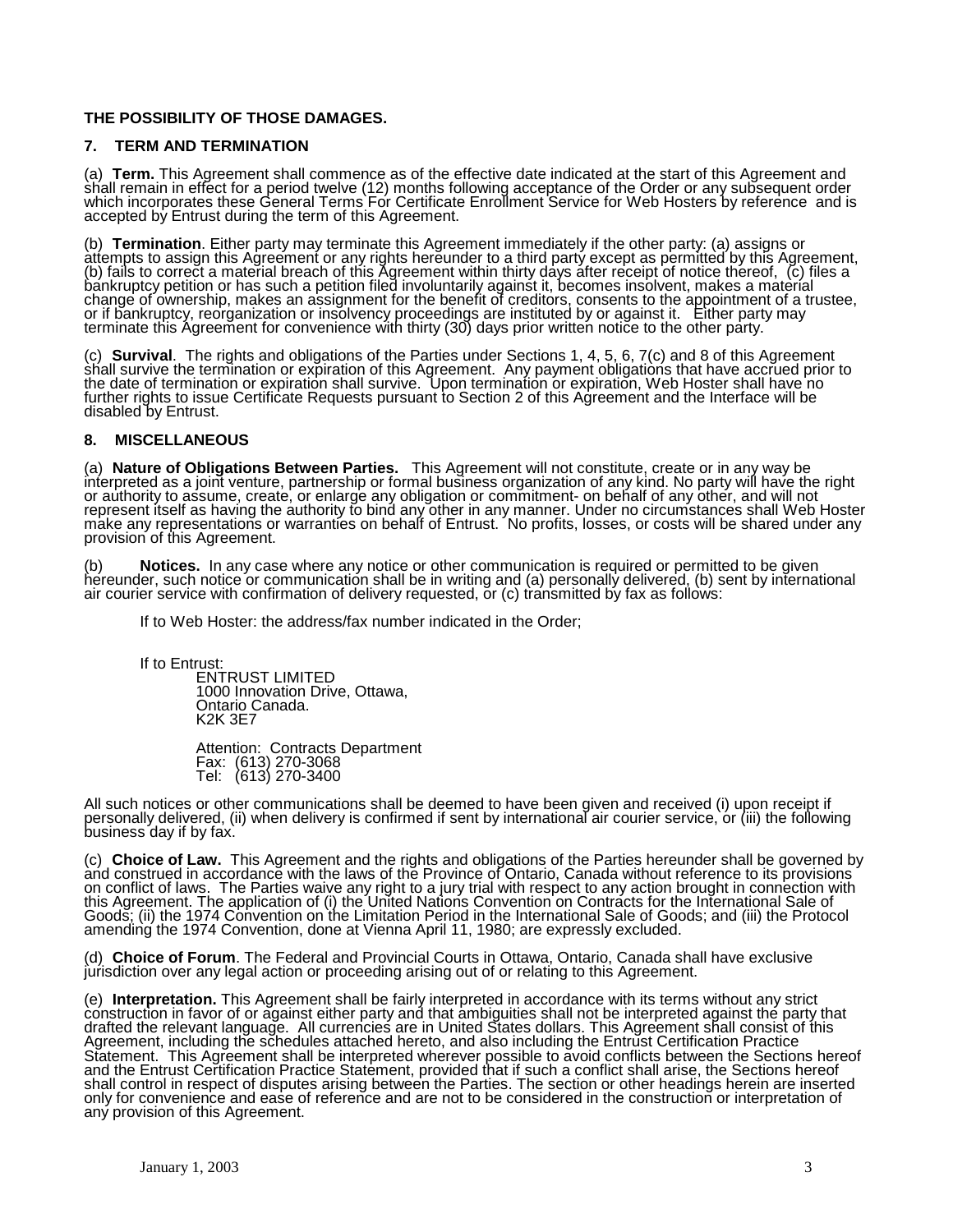**THE POSSIBILITY OF THOSE DAMAGES.**

## 7. TERM AND TERMINATION

(a) **Term.** This Agreement shall commence as of the effective date indicated at the start of this Agreement and shall remain in effect for a period twelve (12) months following acceptance of the Order or any subsequent order which incorporates these General Terms For Certificate Enrollment Service for Web Hosters by reference and is accepted by Entrust during the term of this Agreement.

(b) **Termination**. Either party may terminate this Agreement immediately if the other party: (a) assigns or attempts to assign this Agreement or any rights hereunder to a third party except as permitted by this Agreement, (b) fails to correct a material breach of this Agreement within thirty days after receipt of notice thereof, (c) files a bankruptcy petition or has such a petition filed involuntarily against it, becomes insolvent, makes a material change of ownership, makes an assignment for the benefit of creditors, consents to the appointment of a trustee, or if bankruptcy, reorganization or insolvency proceedings are instituted by or against it. Either party may terminate this Agreement for convenience with thirty (30) days prior written notice to the other party.

(c) **Survival**. The rights and obligations of the Parties under Sections 1, 4, 5, 6, 7(c) and 8 of this Agreement shall survive the termination or expiration of this Agreement. Any payment obligations that have accrued prior to the date of termination or expiration shall survive. Upon termination or expiration, Web Hoster shall have no further rights to issue Certificate Requests pursuant to Section 2 of this Agreement and the Interface will be disabled by Entrust.

## 8. MISCELLANEOUS

(a) **Nature of Obligations Between Parties.** This Agreement will not constitute, create or in any way be interpreted as a joint venture, partnership or formal business organization of any kind. No party will have the right or authority to assume, create, or enlarge any obligation or commitment- on behalf of any other, and will not represent itself as having the authority to bind any other in any manner. Under no circumstances shall Web Hoster make any representations or warranties on behalf of Entrust. No profits, losses, or costs will be shared under any provision of this Agreement.

(b) **Notices.** In any case where any notice or other communication is required or permitted to be given hereunder, such notice or communication shall be in writing and (a) personally delivered, (b) sent by international air courier service with confirmation of delivery requested, or (c) transmitted by fax as follows:

If to Web Hoster: the address/fax number indicated in the Order;

If to Entrust:
ENTRUST LIMITED
1000 Innovation Drive, Ottawa,
Ontario Canada.
K2K 3E7

Attention: Contracts Department
Fax: (613) 270-3068
Tel: (613) 270-3400

All such notices or other communications shall be deemed to have been given and received (i) upon receipt if personally delivered, (ii) when delivery is confirmed if sent by international air courier service, or (iii) the following business day if by fax.

(c) **Choice of Law.** This Agreement and the rights and obligations of the Parties hereunder shall be governed by and construed in accordance with the laws of the Province of Ontario, Canada without reference to its provisions on conflict of laws. The Parties waive any right to a jury trial with respect to any action brought in connection with this Agreement. The application of (i) the United Nations Convention on Contracts for the International Sale of Goods; (ii) the 1974 Convention on the Limitation Period in the International Sale of Goods; and (iii) the Protocol amending the 1974 Convention, done at Vienna April 11, 1980; are expressly excluded.

(d) **Choice of Forum**. The Federal and Provincial Courts in Ottawa, Ontario, Canada shall have exclusive jurisdiction over any legal action or proceeding arising out of or relating to this Agreement.

(e) **Interpretation.** This Agreement shall be fairly interpreted in accordance with its terms without any strict construction in favor of or against either party and that ambiguities shall not be interpreted against the party that drafted the relevant language. All currencies are in United States dollars. This Agreement shall consist of this Agreement, including the schedules attached hereto, and also including the Entrust Certification Practice Statement. This Agreement shall be interpreted wherever possible to avoid conflicts between the Sections hereof and the Entrust Certification Practice Statement, provided that if such a conflict shall arise, the Sections hereof shall control in respect of disputes arising between the Parties. The section or other headings herein are inserted only for convenience and ease of reference and are not to be considered in the construction or interpretation of any provision of this Agreement.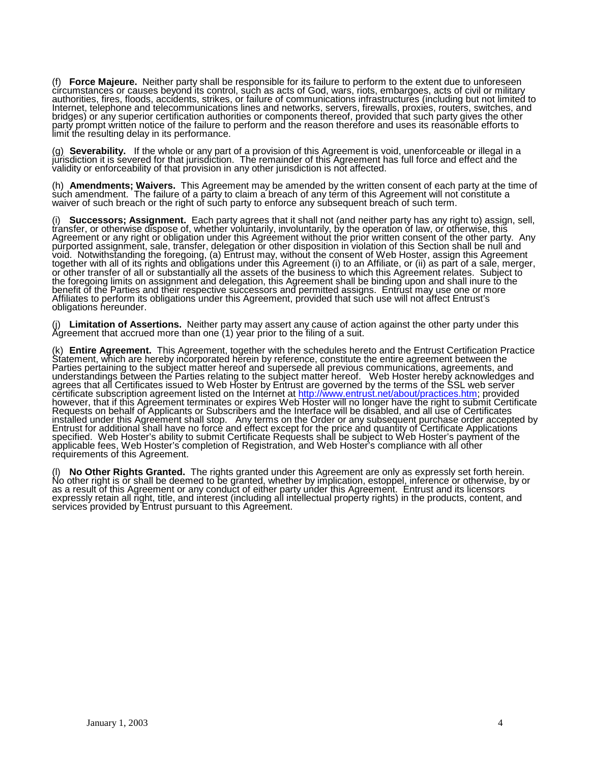(f) **Force Majeure.** Neither party shall be responsible for its failure to perform to the extent due to unforeseen circumstances or causes beyond its control, such as acts of God, wars, riots, embargoes, acts of civil or military authorities, fires, floods, accidents, strikes, or failure of communications infrastructures (including but not limited to Internet, telephone and telecommunications lines and networks, servers, firewalls, proxies, routers, switches, and bridges) or any superior certification authorities or components thereof, provided that such party gives the other party prompt written notice of the failure to perform and the reason therefore and uses its reasonable efforts to limit the resulting delay in its performance.

(g) **Severability.** If the whole or any part of a provision of this Agreement is void, unenforceable or illegal in a jurisdiction it is severed for that jurisdiction. The remainder of this Agreement has full force and effect and the validity or enforceability of that provision in any other jurisdiction is not affected.

(h) **Amendments; Waivers.** This Agreement may be amended by the written consent of each party at the time of such amendment. The failure of a party to claim a breach of any term of this Agreement will not constitute a waiver of such breach or the right of such party to enforce any subsequent breach of such term.

(i) **Successors; Assignment.** Each party agrees that it shall not (and neither party has any right to) assign, sell, transfer, or otherwise dispose of, whether voluntarily, involuntarily, by the operation of law, or otherwise, this Agreement or any right or obligation under this Agreement without the prior written consent of the other party. Any purported assignment, sale, transfer, delegation or other disposition in violation of this Section shall be null and void. Notwithstanding the foregoing, (a) Entrust may, without the consent of Web Hoster, assign this Agreement together with all of its rights and obligations under this Agreement (i) to an Affiliate, or (ii) as part of a sale, merger, or other transfer of all or substantially all the assets of the business to which this Agreement relates. Subject to the foregoing limits on assignment and delegation, this Agreement shall be binding upon and shall inure to the benefit of the Parties and their respective successors and permitted assigns. Entrust may use one or more Affiliates to perform its obligations under this Agreement, provided that such use will not affect Entrust's obligations hereunder.

(j) **Limitation of Assertions.** Neither party may assert any cause of action against the other party under this Agreement that accrued more than one (1) year prior to the filing of a suit.

(k) **Entire Agreement.** This Agreement, together with the schedules hereto and the Entrust Certification Practice Statement, which are hereby incorporated herein by reference, constitute the entire agreement between the Parties pertaining to the subject matter hereof and supersede all previous communications, agreements, and understandings between the Parties relating to the subject matter hereof. Web Hoster hereby acknowledges and agrees that all Certificates issued to Web Hoster by Entrust are governed by the terms of the SSL web server certificate subscription agreement listed on the Internet at http://www.entrust.net/about/practices.htm; provided however, that if this Agreement terminates or expires Web Hoster will no longer have the right to submit Certificate Requests on behalf of Applicants or Subscribers and the Interface will be disabled, and all use of Certificates installed under this Agreement shall stop. Any terms on the Order or any subsequent purchase order accepted by Entrust for additional shall have no force and effect except for the price and quantity of Certificate Applications specified. Web Hoster's ability to submit Certificate Requests shall be subject to Web Hoster's payment of the applicable fees, Web Hoster's completion of Registration, and Web Hoster's compliance with all other requirements of this Agreement.

(l) **No Other Rights Granted.** The rights granted under this Agreement are only as expressly set forth herein. No other right is or shall be deemed to be granted, whether by implication, estoppel, inference or otherwise, by or as a result of this Agreement or any conduct of either party under this Agreement. Entrust and its licensors expressly retain all right, title, and interest (including all intellectual property rights) in the products, content, and services provided by Entrust pursuant to this Agreement.